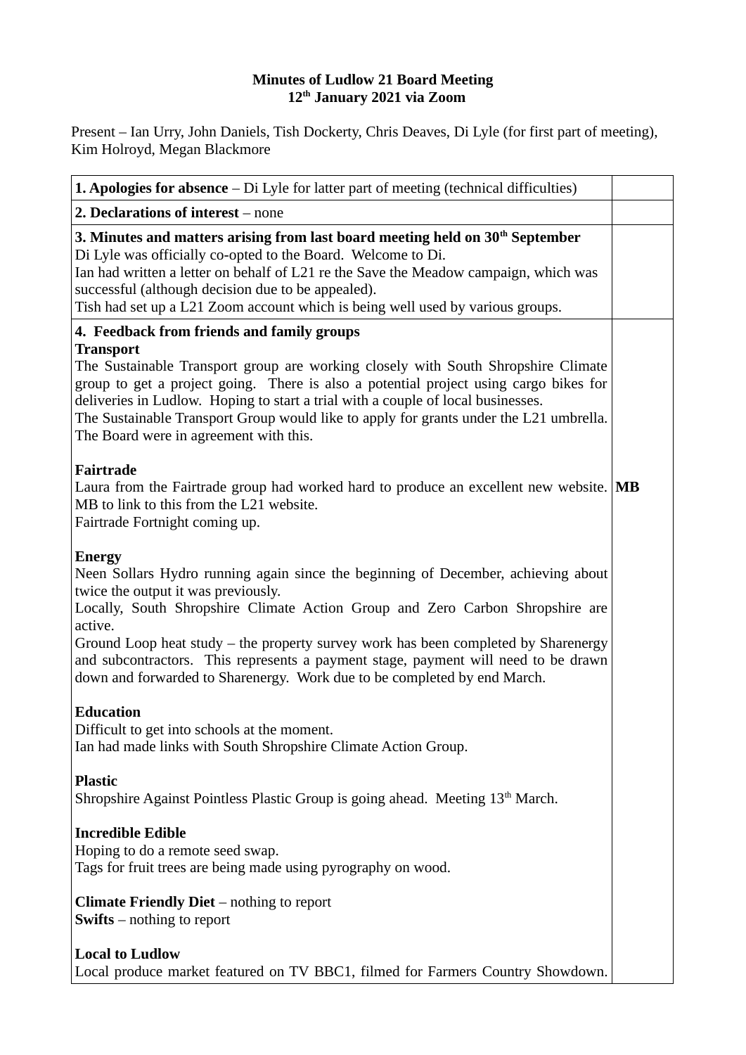**Minutes of Ludlow 21 Board Meeting**
**12th January 2021 via Zoom**

Present – Ian Urry, John Daniels, Tish Dockerty, Chris Deaves, Di Lyle (for first part of meeting), Kim Holroyd, Megan Blackmore

| | |
|---|---|
| **1. Apologies for absence** – Di Lyle for latter part of meeting (technical difficulties) | |
| **2. Declarations of interest** – none | |
| **3. Minutes and matters arising from last board meeting held on 30th September**<br>Di Lyle was officially co-opted to the Board. Welcome to Di.<br>Ian had written a letter on behalf of L21 re the Save the Meadow campaign, which was successful (although decision due to be appealed).<br>Tish had set up a L21 Zoom account which is being well used by various groups. | |
| **4. Feedback from friends and family groups**<br>**Transport**<br>The Sustainable Transport group are working closely with South Shropshire Climate group to get a project going. There is also a potential project using cargo bikes for deliveries in Ludlow. Hoping to start a trial with a couple of local businesses.<br>The Sustainable Transport Group would like to apply for grants under the L21 umbrella. The Board were in agreement with this.<br><br>**Fairtrade**<br>Laura from the Fairtrade group had worked hard to produce an excellent new website. MB to link to this from the L21 website.<br>Fairtrade Fortnight coming up.<br><br>**Energy**<br>Neen Sollars Hydro running again since the beginning of December, achieving about twice the output it was previously.<br>Locally, South Shropshire Climate Action Group and Zero Carbon Shropshire are active.<br>Ground Loop heat study – the property survey work has been completed by Sharenergy and subcontractors. This represents a payment stage, payment will need to be drawn down and forwarded to Sharenergy. Work due to be completed by end March.<br><br>**Education**<br>Difficult to get into schools at the moment.<br>Ian had made links with South Shropshire Climate Action Group.<br><br>**Plastic**<br>Shropshire Against Pointless Plastic Group is going ahead. Meeting 13th March.<br><br>**Incredible Edible**<br>Hoping to do a remote seed swap.<br>Tags for fruit trees are being made using pyrography on wood.<br><br>**Climate Friendly Diet** – nothing to report<br>**Swifts** – nothing to report<br><br>**Local to Ludlow**<br>Local produce market featured on TV BBC1, filmed for Farmers Country Showdown. | **MB** |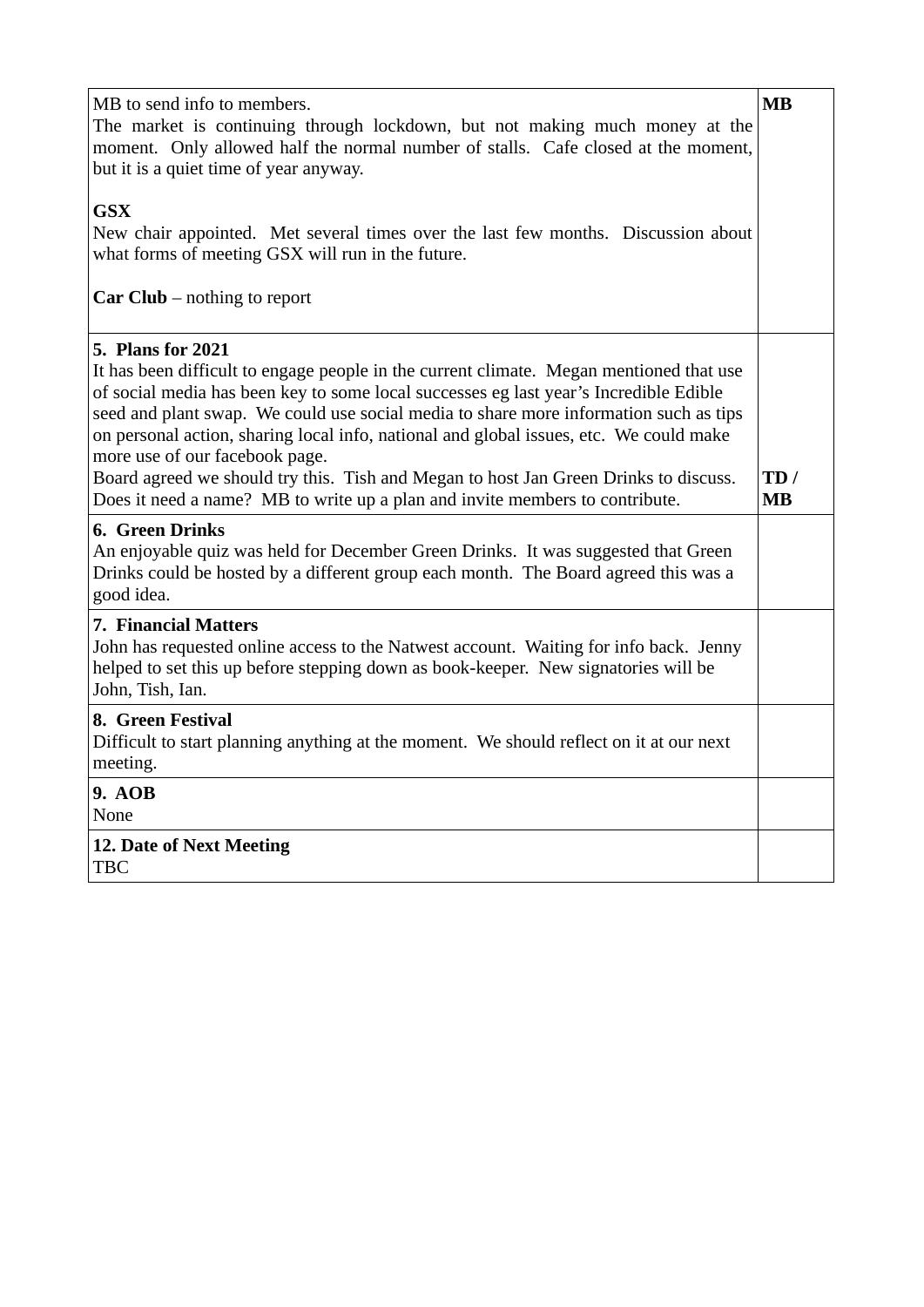| | |
|---|---|
| MB to send info to members.<br>The market is continuing through lockdown, but not making much money at the moment. Only allowed half the normal number of stalls. Cafe closed at the moment, but it is a quiet time of year anyway.<br><br>**GSX**<br>New chair appointed. Met several times over the last few months. Discussion about what forms of meeting GSX will run in the future.<br><br>**Car Club** – nothing to report | **MB** |
| **5. Plans for 2021**<br>It has been difficult to engage people in the current climate. Megan mentioned that use of social media has been key to some local successes eg last year's Incredible Edible seed and plant swap. We could use social media to share more information such as tips on personal action, sharing local info, national and global issues, etc. We could make more use of our facebook page.<br>Board agreed we should try this. Tish and Megan to host Jan Green Drinks to discuss. Does it need a name? MB to write up a plan and invite members to contribute. | **TD / MB** |
| **6. Green Drinks**<br>An enjoyable quiz was held for December Green Drinks. It was suggested that Green Drinks could be hosted by a different group each month. The Board agreed this was a good idea. | |
| **7. Financial Matters**<br>John has requested online access to the Natwest account. Waiting for info back. Jenny helped to set this up before stepping down as book-keeper. New signatories will be John, Tish, Ian. | |
| **8. Green Festival**<br>Difficult to start planning anything at the moment. We should reflect on it at our next meeting. | |
| **9. AOB**<br>None | |
| **12. Date of Next Meeting**<br>TBC | |